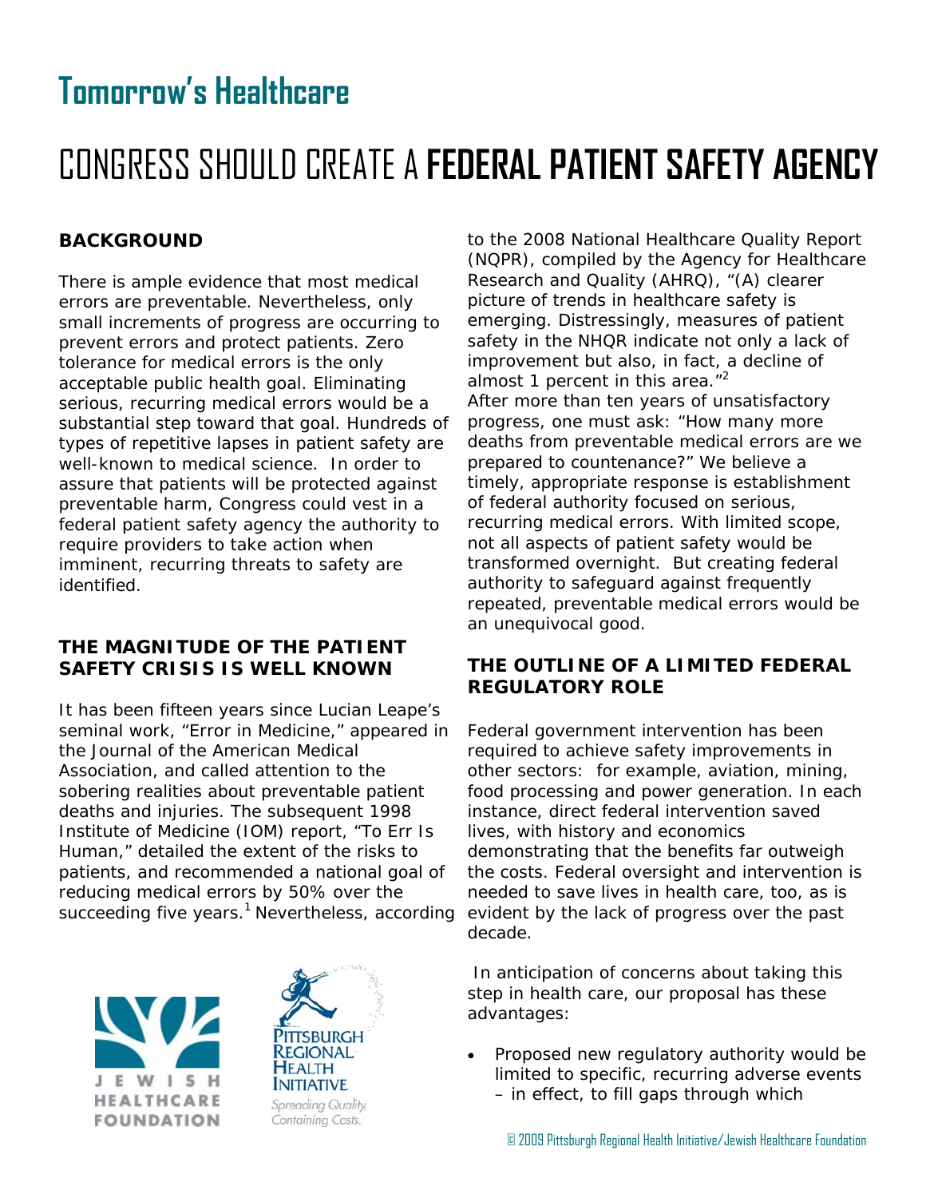# Tomorrow's Healthcare

# CONGRESS SHOULD CREATE A **FEDERAL PATIENT SAFETY AGENCY**

## BACKGROUND

There is ample evidence that most medical errors are preventable. Nevertheless, only small increments of progress are occurring to prevent errors and protect patients. Zero tolerance for medical errors is the only acceptable public health goal. Eliminating serious, recurring medical errors would be a substantial step toward that goal. Hundreds of types of repetitive lapses in patient safety are well-known to medical science. In order to assure that patients will be protected against preventable harm, Congress could vest in a federal patient safety agency the authority to require providers to take action when imminent, recurring threats to safety are identified.

## THE MAGNITUDE OF THE PATIENT SAFETY CRISIS IS WELL KNOWN

It has been fifteen years since Lucian Leape's seminal work, "Error in Medicine," appeared in the Journal of the American Medical Association, and called attention to the sobering realities about preventable patient deaths and injuries. The subsequent 1998 Institute of Medicine (IOM) report, "To Err Is Human," detailed the extent of the risks to patients, and recommended a national goal of reducing medical errors by 50% over the succeeding five years.[1] Nevertheless, according to the 2008 National Healthcare Quality Report (NQPR), compiled by the Agency for Healthcare Research and Quality (AHRQ), "(A) clearer picture of trends in healthcare safety is emerging. Distressingly, measures of patient safety in the NHQR indicate not only a lack of improvement but also, in fact, a decline of almost 1 percent in this area."[2]

After more than ten years of unsatisfactory progress, one must ask: "How many more deaths from preventable medical errors are we prepared to countenance?" We believe a timely, appropriate response is establishment of federal authority focused on serious, recurring medical errors. With limited scope, not all aspects of patient safety would be transformed overnight. But creating federal authority to safeguard against frequently repeated, preventable medical errors would be an unequivocal good.

## THE OUTLINE OF A LIMITED FEDERAL REGULATORY ROLE

Federal government intervention has been required to achieve safety improvements in other sectors: for example, aviation, mining, food processing and power generation. In each instance, direct federal intervention saved lives, with history and economics demonstrating that the benefits far outweigh the costs. Federal oversight and intervention is needed to save lives in health care, too, as is evident by the lack of progress over the past decade.

In anticipation of concerns about taking this step in health care, our proposal has these advantages:

- Proposed new regulatory authority would be limited to specific, recurring adverse events – in effect, to fill gaps through which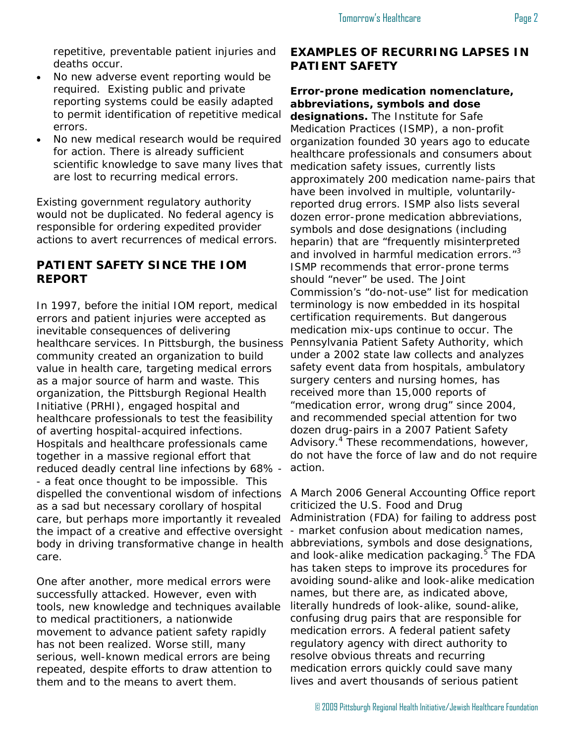repetitive, preventable patient injuries and deaths occur.

- No new adverse event reporting would be required. Existing public and private reporting systems could be easily adapted to permit identification of repetitive medical errors.
- No new medical research would be required for action. There is already sufficient scientific knowledge to save many lives that are lost to recurring medical errors.

Existing government regulatory authority would not be duplicated. No federal agency is responsible for ordering expedited provider actions to avert recurrences of medical errors.

## PATIENT SAFETY SINCE THE IOM REPORT

In 1997, before the initial IOM report, medical errors and patient injuries were accepted as inevitable consequences of delivering healthcare services. In Pittsburgh, the business community created an organization to build value in health care, targeting medical errors as a major source of harm and waste. This organization, the Pittsburgh Regional Health Initiative (PRHI), engaged hospital and healthcare professionals to test the feasibility of averting hospital-acquired infections. Hospitals and healthcare professionals came together in a massive regional effort that reduced deadly central line infections by 68% -- a feat once thought to be impossible. This dispelled the conventional wisdom of infections as a sad but necessary corollary of hospital care, but perhaps more importantly it revealed the impact of a creative and effective oversight body in driving transformative change in health care.

One after another, more medical errors were successfully attacked. However, even with tools, new knowledge and techniques available to medical practitioners, a nationwide movement to advance patient safety rapidly has not been realized. Worse still, many serious, well-known medical errors are being repeated, despite efforts to draw attention to them and to the means to avert them.

## EXAMPLES OF RECURRING LAPSES IN PATIENT SAFETY

**Error-prone medication nomenclature, abbreviations, symbols and dose designations.** The Institute for Safe Medication Practices (ISMP), a non-profit organization founded 30 years ago to educate healthcare professionals and consumers about medication safety issues, currently lists approximately 200 medication name-pairs that have been involved in multiple, voluntarily-reported drug errors. ISMP also lists several dozen error-prone medication abbreviations, symbols and dose designations (including heparin) that are "frequently misinterpreted and involved in harmful medication errors."[3] ISMP recommends that error-prone terms should "never" be used. The Joint Commission's "do-not-use" list for medication terminology is now embedded in its hospital certification requirements. But dangerous medication mix-ups continue to occur. The Pennsylvania Patient Safety Authority, which under a 2002 state law collects and analyzes safety event data from hospitals, ambulatory surgery centers and nursing homes, has received more than 15,000 reports of "medication error, wrong drug" since 2004, and recommended special attention for two dozen drug-pairs in a 2007 Patient Safety Advisory.[4] These recommendations, however, do not have the force of law and do not require action.

A March 2006 General Accounting Office report criticized the U.S. Food and Drug Administration (FDA) for failing to address post - market confusion about medication names, abbreviations, symbols and dose designations, and look-alike medication packaging.[5] The FDA has taken steps to improve its procedures for avoiding sound-alike and look-alike medication names, but there are, as indicated above, literally hundreds of look-alike, sound-alike, confusing drug pairs that are responsible for medication errors. A federal patient safety regulatory agency with direct authority to resolve obvious threats and recurring medication errors quickly could save many lives and avert thousands of serious patient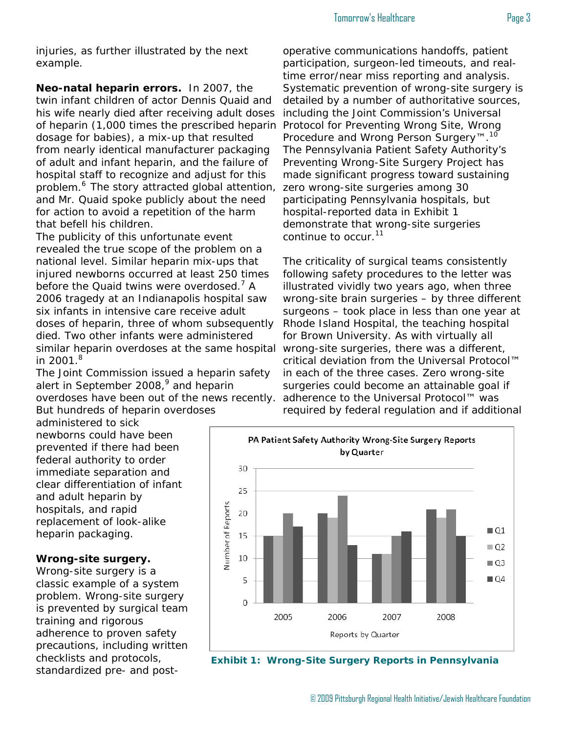injuries, as further illustrated by the next example.

**Neo-natal heparin errors.** In 2007, the twin infant children of actor Dennis Quaid and his wife nearly died after receiving adult doses of heparin (1,000 times the prescribed heparin dosage for babies), a mix-up that resulted from nearly identical manufacturer packaging of adult and infant heparin, and the failure of hospital staff to recognize and adjust for this problem.[6] The story attracted global attention, and Mr. Quaid spoke publicly about the need for action to avoid a repetition of the harm that befell his children.

The publicity of this unfortunate event revealed the true scope of the problem on a national level. Similar heparin mix-ups that injured newborns occurred at least 250 times before the Quaid twins were overdosed.[7] A 2006 tragedy at an Indianapolis hospital saw six infants in intensive care receive adult doses of heparin, three of whom subsequently died. Two other infants were administered similar heparin overdoses at the same hospital in 2001.[8]

The Joint Commission issued a heparin safety alert in September 2008,[9] and heparin overdoses have been out of the news recently. But hundreds of heparin overdoses administered to sick newborns could have been prevented if there had been federal authority to order immediate separation and clear differentiation of infant and adult heparin by hospitals, and rapid replacement of look-alike heparin packaging.

**Wrong-site surgery.** Wrong-site surgery is a classic example of a system problem. Wrong-site surgery is prevented by surgical team training and rigorous adherence to proven safety precautions, including written checklists and protocols, standardized pre- and post-operative communications handoffs, patient participation, surgeon-led timeouts, and real-time error/near miss reporting and analysis. Systematic prevention of wrong-site surgery is detailed by a number of authoritative sources, including the Joint Commission's Universal Protocol for Preventing Wrong Site, Wrong Procedure and Wrong Person Surgery™.[10] The Pennsylvania Patient Safety Authority's Preventing Wrong-Site Surgery Project has made significant progress toward sustaining zero wrong-site surgeries among 30 participating Pennsylvania hospitals, but hospital-reported data in Exhibit 1 demonstrate that wrong-site surgeries continue to occur.[11]

The criticality of surgical teams consistently following safety procedures to the letter was illustrated vividly two years ago, when three wrong-site brain surgeries – by three different surgeons – took place in less than one year at Rhode Island Hospital, the teaching hospital for Brown University. As with virtually all wrong-site surgeries, there was a different, critical deviation from the Universal Protocol™ in each of the three cases. Zero wrong-site surgeries could become an attainable goal if adherence to the Universal Protocol™ was required by federal regulation and if additional

PA Patient Safety Authority Wrong-Site Surgery Reports by Quarter

**Exhibit 1: Wrong-Site Surgery Reports in Pennsylvania**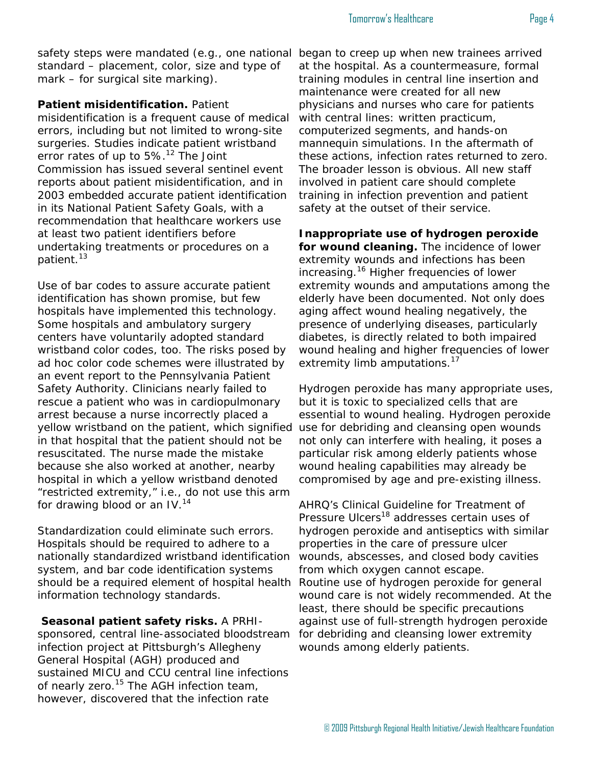safety steps were mandated (e.g., one national standard – placement, color, size and type of mark – for surgical site marking).

**Patient misidentification.** Patient misidentification is a frequent cause of medical errors, including but not limited to wrong-site surgeries. Studies indicate patient wristband error rates of up to 5%.[12] The Joint Commission has issued several sentinel event reports about patient misidentification, and in 2003 embedded accurate patient identification in its National Patient Safety Goals, with a recommendation that healthcare workers use at least two patient identifiers before undertaking treatments or procedures on a patient.[13]

Use of bar codes to assure accurate patient identification has shown promise, but few hospitals have implemented this technology. Some hospitals and ambulatory surgery centers have voluntarily adopted standard wristband color codes, too. The risks posed by ad hoc color code schemes were illustrated by an event report to the Pennsylvania Patient Safety Authority. Clinicians nearly failed to rescue a patient who was in cardiopulmonary arrest because a nurse incorrectly placed a yellow wristband on the patient, which signified in that hospital that the patient should not be resuscitated. The nurse made the mistake because she also worked at another, nearby hospital in which a yellow wristband denoted "restricted extremity," i.e., do not use this arm for drawing blood or an IV.[14]

Standardization could eliminate such errors. Hospitals should be required to adhere to a nationally standardized wristband identification system, and bar code identification systems should be a required element of hospital health information technology standards.

**Seasonal patient safety risks.** A PRHI-sponsored, central line-associated bloodstream infection project at Pittsburgh's Allegheny General Hospital (AGH) produced and sustained MICU and CCU central line infections of nearly zero.[15] The AGH infection team, however, discovered that the infection rate began to creep up when new trainees arrived at the hospital. As a countermeasure, formal training modules in central line insertion and maintenance were created for all new physicians and nurses who care for patients with central lines: written practicum, computerized segments, and hands-on mannequin simulations. In the aftermath of these actions, infection rates returned to zero. The broader lesson is obvious. All new staff involved in patient care should complete training in infection prevention and patient safety at the outset of their service.

**Inappropriate use of hydrogen peroxide for wound cleaning.** The incidence of lower extremity wounds and infections has been increasing.[16] Higher frequencies of lower extremity wounds and amputations among the elderly have been documented. Not only does aging affect wound healing negatively, the presence of underlying diseases, particularly diabetes, is directly related to both impaired wound healing and higher frequencies of lower extremity limb amputations.[17]

Hydrogen peroxide has many appropriate uses, but it is toxic to specialized cells that are essential to wound healing. Hydrogen peroxide use for debriding and cleansing open wounds not only can interfere with healing, it poses a particular risk among elderly patients whose wound healing capabilities may already be compromised by age and pre-existing illness.

AHRQ's Clinical Guideline for Treatment of Pressure Ulcers[18] addresses certain uses of hydrogen peroxide and antiseptics with similar properties in the care of pressure ulcer wounds, abscesses, and closed body cavities from which oxygen cannot escape. Routine use of hydrogen peroxide for general wound care is not widely recommended. At the least, there should be specific precautions against use of full-strength hydrogen peroxide for debriding and cleansing lower extremity wounds among elderly patients.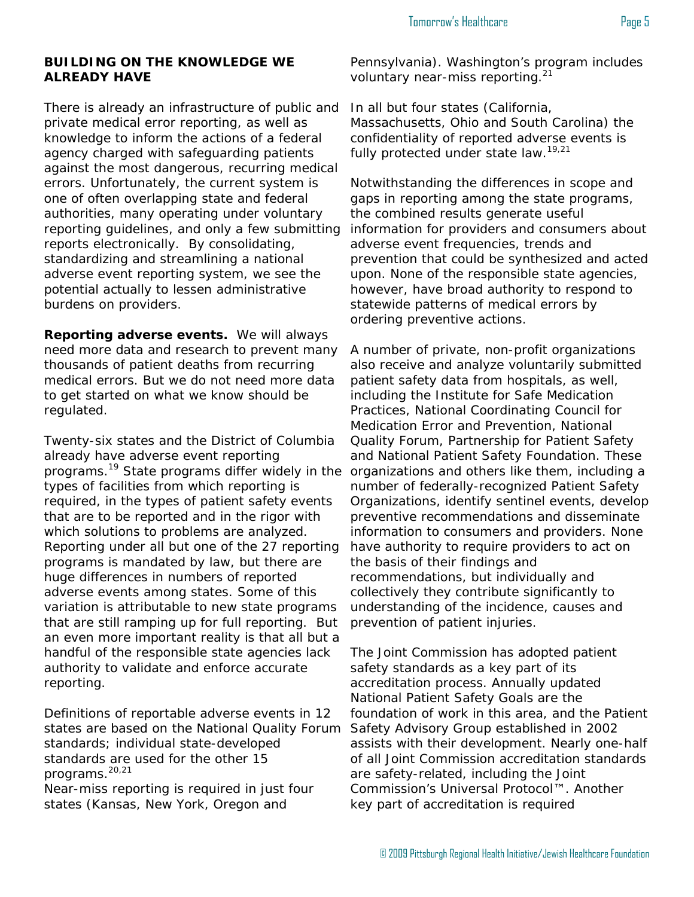## BUILDING ON THE KNOWLEDGE WE ALREADY HAVE

There is already an infrastructure of public and private medical error reporting, as well as knowledge to inform the actions of a federal agency charged with safeguarding patients against the most dangerous, recurring medical errors. Unfortunately, the current system is one of often overlapping state and federal authorities, many operating under voluntary reporting guidelines, and only a few submitting reports electronically. By consolidating, standardizing and streamlining a national adverse event reporting system, we see the potential actually to lessen administrative burdens on providers.

**Reporting adverse events.** We will always need more data and research to prevent many thousands of patient deaths from recurring medical errors. But we do not need more data to get started on what we know should be regulated.

Twenty-six states and the District of Columbia already have adverse event reporting programs.[19] State programs differ widely in the types of facilities from which reporting is required, in the types of patient safety events that are to be reported and in the rigor with which solutions to problems are analyzed. Reporting under all but one of the 27 reporting programs is mandated by law, but there are huge differences in numbers of reported adverse events among states. Some of this variation is attributable to new state programs that are still ramping up for full reporting. But an even more important reality is that all but a handful of the responsible state agencies lack authority to validate and enforce accurate reporting.

Definitions of reportable adverse events in 12 states are based on the National Quality Forum standards; individual state-developed standards are used for the other 15 programs.[20,21]

Near-miss reporting is required in just four states (Kansas, New York, Oregon and Pennsylvania). Washington's program includes voluntary near-miss reporting.[21]

In all but four states (California, Massachusetts, Ohio and South Carolina) the confidentiality of reported adverse events is fully protected under state law.[19,21]

Notwithstanding the differences in scope and gaps in reporting among the state programs, the combined results generate useful information for providers and consumers about adverse event frequencies, trends and prevention that could be synthesized and acted upon. None of the responsible state agencies, however, have broad authority to respond to statewide patterns of medical errors by ordering preventive actions.

A number of private, non-profit organizations also receive and analyze voluntarily submitted patient safety data from hospitals, as well, including the Institute for Safe Medication Practices, National Coordinating Council for Medication Error and Prevention, National Quality Forum, Partnership for Patient Safety and National Patient Safety Foundation. These organizations and others like them, including a number of federally-recognized Patient Safety Organizations, identify sentinel events, develop preventive recommendations and disseminate information to consumers and providers. None have authority to require providers to act on the basis of their findings and recommendations, but individually and collectively they contribute significantly to understanding of the incidence, causes and prevention of patient injuries.

The Joint Commission has adopted patient safety standards as a key part of its accreditation process. Annually updated National Patient Safety Goals are the foundation of work in this area, and the Patient Safety Advisory Group established in 2002 assists with their development. Nearly one-half of all Joint Commission accreditation standards are safety-related, including the Joint Commission's Universal Protocol™. Another key part of accreditation is required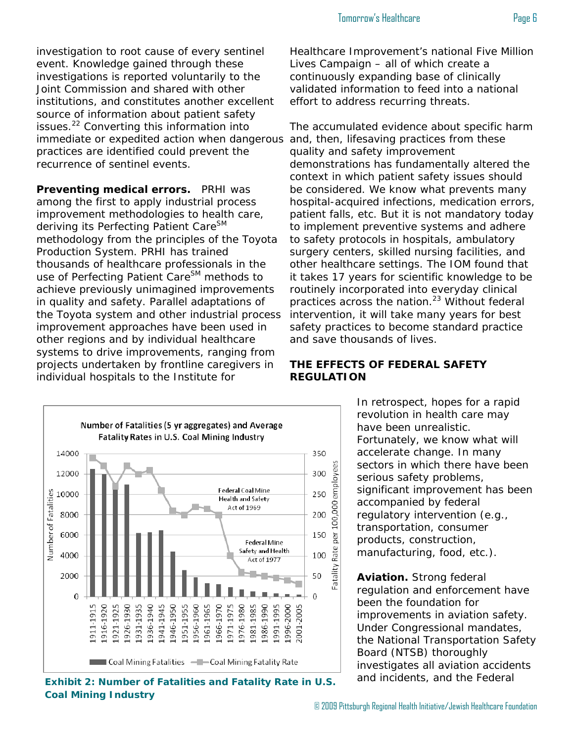investigation to root cause of every sentinel event. Knowledge gained through these investigations is reported voluntarily to the Joint Commission and shared with other institutions, and constitutes another excellent source of information about patient safety issues.[22] Converting this information into immediate or expedited action when dangerous practices are identified could prevent the recurrence of sentinel events.

**Preventing medical errors.** PRHI was among the first to apply industrial process improvement methodologies to health care, deriving its Perfecting Patient Care[SM] methodology from the principles of the Toyota Production System. PRHI has trained thousands of healthcare professionals in the use of Perfecting Patient Care[SM] methods to achieve previously unimagined improvements in quality and safety. Parallel adaptations of the Toyota system and other industrial process improvement approaches have been used in other regions and by individual healthcare systems to drive improvements, ranging from projects undertaken by frontline caregivers in individual hospitals to the Institute for Healthcare Improvement's national Five Million Lives Campaign – all of which create a continuously expanding base of clinically validated information to feed into a national effort to address recurring threats.

The accumulated evidence about specific harm and, then, lifesaving practices from these quality and safety improvement demonstrations has fundamentally altered the context in which patient safety issues should be considered. We know what prevents many hospital-acquired infections, medication errors, patient falls, etc. But it is not mandatory today to implement preventive systems and adhere to safety protocols in hospitals, ambulatory surgery centers, skilled nursing facilities, and other healthcare settings. The IOM found that it takes 17 years for scientific knowledge to be routinely incorporated into everyday clinical practices across the nation.[23] Without federal intervention, it will take many years for best safety practices to become standard practice and save thousands of lives.

## THE EFFECTS OF FEDERAL SAFETY REGULATION

In retrospect, hopes for a rapid revolution in health care may have been unrealistic. Fortunately, we know what will accelerate change. In many sectors in which there have been serious safety problems, significant improvement has been accompanied by federal regulatory intervention (e.g., transportation, consumer products, construction, manufacturing, food, etc.).

**Aviation.** Strong federal regulation and enforcement have been the foundation for improvements in aviation safety. Under Congressional mandates, the National Transportation Safety Board (NTSB) thoroughly investigates all aviation accidents and incidents, and the Federal

**Exhibit 2: Number of Fatalities and Fatality Rate in U.S. Coal Mining Industry**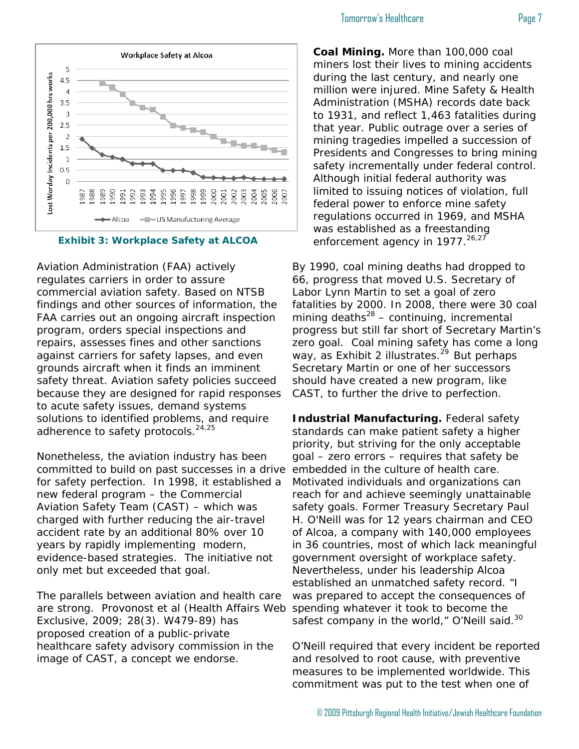Exhibit 3: Workplace Safety at ALCOA

Aviation Administration (FAA) actively regulates carriers in order to assure commercial aviation safety. Based on NTSB findings and other sources of information, the FAA carries out an ongoing aircraft inspection program, orders special inspections and repairs, assesses fines and other sanctions against carriers for safety lapses, and even grounds aircraft when it finds an imminent safety threat. Aviation safety policies succeed because they are designed for rapid responses to acute safety issues, demand systems solutions to identified problems, and require adherence to safety protocols.[24,25]

Nonetheless, the aviation industry has been committed to build on past successes in a drive for safety perfection. In 1998, it established a new federal program – the Commercial Aviation Safety Team (CAST) – which was charged with further reducing the air-travel accident rate by an additional 80% over 10 years by rapidly implementing modern, evidence-based strategies. The initiative not only met but exceeded that goal.

The parallels between aviation and health care are strong. Provonost et al (Health Affairs Web Exclusive, 2009; 28(3). W479-89) has proposed creation of a public-private healthcare safety advisory commission in the image of CAST, a concept we endorse.

**Coal Mining.** More than 100,000 coal miners lost their lives to mining accidents during the last century, and nearly one million were injured. Mine Safety & Health Administration (MSHA) records date back to 1931, and reflect 1,463 fatalities during that year. Public outrage over a series of mining tragedies impelled a succession of Presidents and Congresses to bring mining safety incrementally under federal control. Although initial federal authority was limited to issuing notices of violation, full federal power to enforce mine safety regulations occurred in 1969, and MSHA was established as a freestanding enforcement agency in 1977.[26,27]

By 1990, coal mining deaths had dropped to 66, progress that moved U.S. Secretary of Labor Lynn Martin to set a goal of zero fatalities by 2000. In 2008, there were 30 coal mining deaths[28] – continuing, incremental progress but still far short of Secretary Martin's zero goal. Coal mining safety has come a long way, as Exhibit 2 illustrates.[29] But perhaps Secretary Martin or one of her successors should have created a new program, like CAST, to further the drive to perfection.

**Industrial Manufacturing.** Federal safety standards can make patient safety a higher priority, but striving for the only acceptable goal – zero errors – requires that safety be embedded in the culture of health care. Motivated individuals and organizations can reach for and achieve seemingly unattainable safety goals. Former Treasury Secretary Paul H. O'Neill was for 12 years chairman and CEO of Alcoa, a company with 140,000 employees in 36 countries, most of which lack meaningful government oversight of workplace safety. Nevertheless, under his leadership Alcoa established an unmatched safety record. "I was prepared to accept the consequences of spending whatever it took to become the safest company in the world," O'Neill said.[30]

O'Neill required that every incident be reported and resolved to root cause, with preventive measures to be implemented worldwide. This commitment was put to the test when one of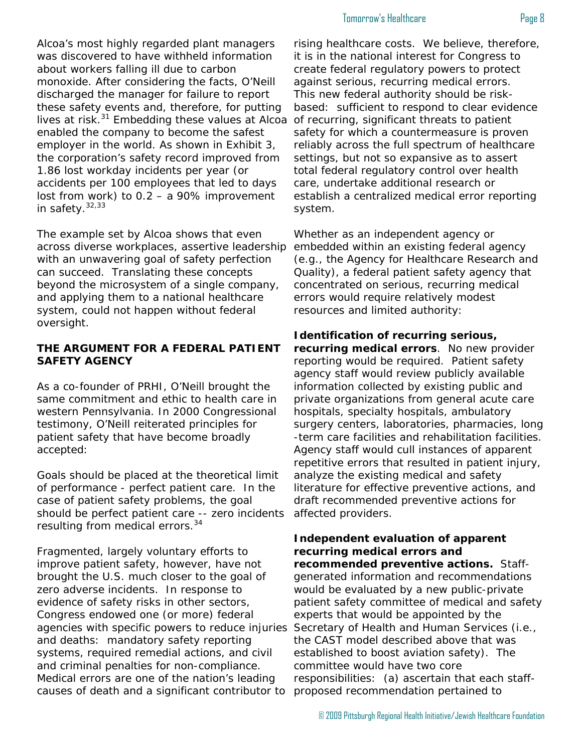Alcoa's most highly regarded plant managers was discovered to have withheld information about workers falling ill due to carbon monoxide. After considering the facts, O'Neill discharged the manager for failure to report these safety events and, therefore, for putting lives at risk.[31] Embedding these values at Alcoa enabled the company to become the safest employer in the world. As shown in Exhibit 3, the corporation's safety record improved from 1.86 lost workday incidents per year (or accidents per 100 employees that led to days lost from work) to 0.2 – a 90% improvement in safety.[32,33]

The example set by Alcoa shows that even across diverse workplaces, assertive leadership with an unwavering goal of safety perfection can succeed. Translating these concepts beyond the microsystem of a single company, and applying them to a national healthcare system, could not happen without federal oversight.

## THE ARGUMENT FOR A FEDERAL PATIENT SAFETY AGENCY

As a co-founder of PRHI, O'Neill brought the same commitment and ethic to health care in western Pennsylvania. In 2000 Congressional testimony, O'Neill reiterated principles for patient safety that have become broadly accepted:

Goals should be placed at the theoretical limit of performance - perfect patient care. In the case of patient safety problems, the goal should be perfect patient care -- zero incidents resulting from medical errors.[34]

Fragmented, largely voluntary efforts to improve patient safety, however, have not brought the U.S. much closer to the goal of zero adverse incidents. In response to evidence of safety risks in other sectors, Congress endowed one (or more) federal agencies with specific powers to reduce injuries and deaths: mandatory safety reporting systems, required remedial actions, and civil and criminal penalties for non-compliance. Medical errors are one of the nation's leading causes of death and a significant contributor to rising healthcare costs. We believe, therefore, it is in the national interest for Congress to create federal regulatory powers to protect against serious, recurring medical errors. This new federal authority should be risk-based: sufficient to respond to clear evidence of recurring, significant threats to patient safety for which a countermeasure is proven reliably across the full spectrum of healthcare settings, but not so expansive as to assert total federal regulatory control over health care, undertake additional research or establish a centralized medical error reporting system.

Whether as an independent agency or embedded within an existing federal agency (e.g., the Agency for Healthcare Research and Quality), a federal patient safety agency that concentrated on serious, recurring medical errors would require relatively modest resources and limited authority:

**Identification of recurring serious, recurring medical errors**. No new provider reporting would be required. Patient safety agency staff would review publicly available information collected by existing public and private organizations from general acute care hospitals, specialty hospitals, ambulatory surgery centers, laboratories, pharmacies, long-term care facilities and rehabilitation facilities. Agency staff would cull instances of apparent repetitive errors that resulted in patient injury, analyze the existing medical and safety literature for effective preventive actions, and draft recommended preventive actions for affected providers.

**Independent evaluation of apparent recurring medical errors and recommended preventive actions.** Staff-generated information and recommendations would be evaluated by a new public-private patient safety committee of medical and safety experts that would be appointed by the Secretary of Health and Human Services (i.e., the CAST model described above that was established to boost aviation safety). The committee would have two core responsibilities: (a) ascertain that each staff-proposed recommendation pertained to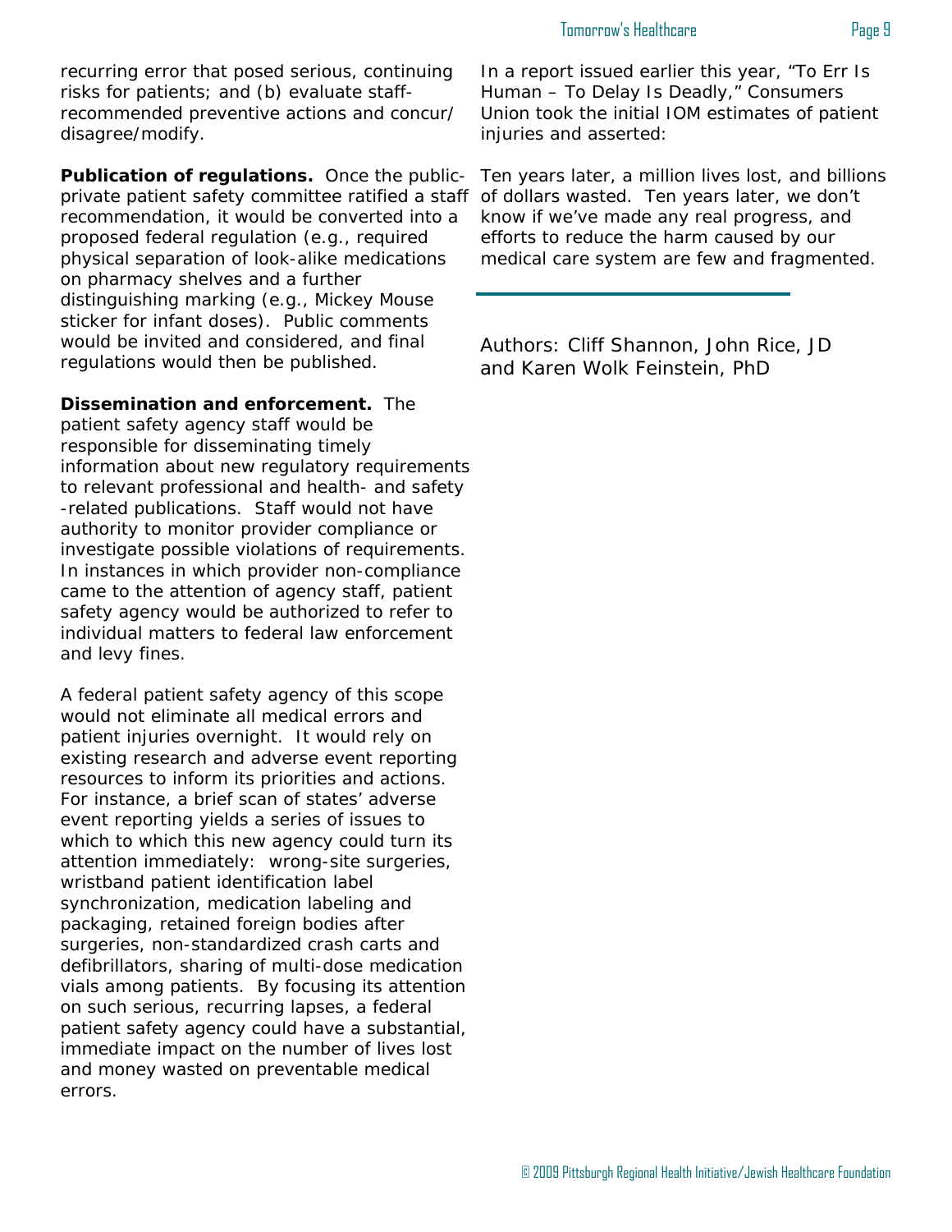recurring error that posed serious, continuing risks for patients; and (b) evaluate staff-recommended preventive actions and concur/disagree/modify.

**Publication of regulations.** Once the public-private patient safety committee ratified a staff recommendation, it would be converted into a proposed federal regulation (e.g., required physical separation of look-alike medications on pharmacy shelves and a further distinguishing marking (e.g., Mickey Mouse sticker for infant doses). Public comments would be invited and considered, and final regulations would then be published.

**Dissemination and enforcement.** The patient safety agency staff would be responsible for disseminating timely information about new regulatory requirements to relevant professional and health- and safety-related publications. Staff would not have authority to monitor provider compliance or investigate possible violations of requirements. In instances in which provider non-compliance came to the attention of agency staff, patient safety agency would be authorized to refer to individual matters to federal law enforcement and levy fines.

A federal patient safety agency of this scope would not eliminate all medical errors and patient injuries overnight. It would rely on existing research and adverse event reporting resources to inform its priorities and actions. For instance, a brief scan of states' adverse event reporting yields a series of issues to which to which this new agency could turn its attention immediately: wrong-site surgeries, wristband patient identification label synchronization, medication labeling and packaging, retained foreign bodies after surgeries, non-standardized crash carts and defibrillators, sharing of multi-dose medication vials among patients. By focusing its attention on such serious, recurring lapses, a federal patient safety agency could have a substantial, immediate impact on the number of lives lost and money wasted on preventable medical errors.

In a report issued earlier this year, "To Err Is Human – To Delay Is Deadly," Consumers Union took the initial IOM estimates of patient injuries and asserted:

Ten years later, a million lives lost, and billions of dollars wasted. Ten years later, we don't know if we've made any real progress, and efforts to reduce the harm caused by our medical care system are few and fragmented.

---

Authors: Cliff Shannon, John Rice, JD and Karen Wolk Feinstein, PhD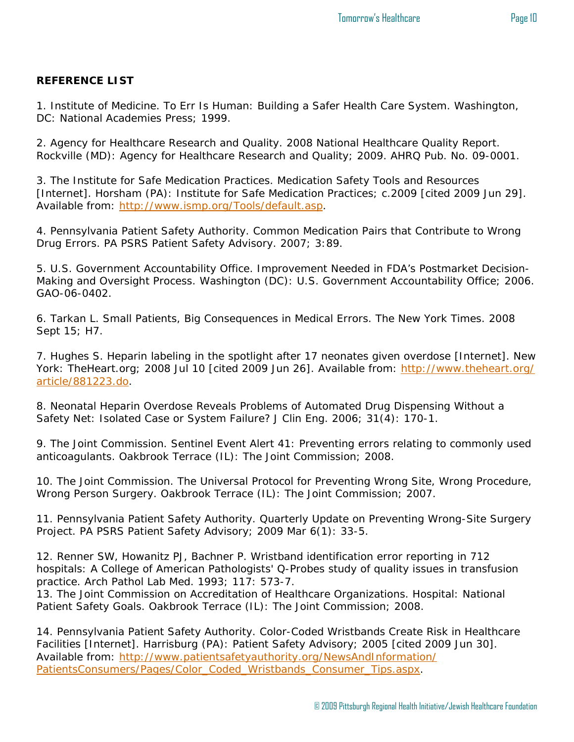**REFERENCE LIST**

1. Institute of Medicine. To Err Is Human: Building a Safer Health Care System. Washington, DC: National Academies Press; 1999.

2. Agency for Healthcare Research and Quality. 2008 National Healthcare Quality Report. Rockville (MD): Agency for Healthcare Research and Quality; 2009. AHRQ Pub. No. 09-0001.

3. The Institute for Safe Medication Practices. Medication Safety Tools and Resources [Internet]. Horsham (PA): Institute for Safe Medication Practices; c.2009 [cited 2009 Jun 29]. Available from: http://www.ismp.org/Tools/default.asp.

4. Pennsylvania Patient Safety Authority. Common Medication Pairs that Contribute to Wrong Drug Errors. PA PSRS Patient Safety Advisory. 2007; 3:89.

5. U.S. Government Accountability Office. Improvement Needed in FDA's Postmarket Decision-Making and Oversight Process. Washington (DC): U.S. Government Accountability Office; 2006. GAO-06-0402.

6. Tarkan L. Small Patients, Big Consequences in Medical Errors. The New York Times. 2008 Sept 15; H7.

7. Hughes S. Heparin labeling in the spotlight after 17 neonates given overdose [Internet]. New York: TheHeart.org; 2008 Jul 10 [cited 2009 Jun 26]. Available from: http://www.theheart.org/article/881223.do.

8. Neonatal Heparin Overdose Reveals Problems of Automated Drug Dispensing Without a Safety Net: Isolated Case or System Failure? J Clin Eng. 2006; 31(4): 170-1.

9. The Joint Commission. Sentinel Event Alert 41: Preventing errors relating to commonly used anticoagulants. Oakbrook Terrace (IL): The Joint Commission; 2008.

10. The Joint Commission. The Universal Protocol for Preventing Wrong Site, Wrong Procedure, Wrong Person Surgery. Oakbrook Terrace (IL): The Joint Commission; 2007.

11. Pennsylvania Patient Safety Authority. Quarterly Update on Preventing Wrong-Site Surgery Project. PA PSRS Patient Safety Advisory; 2009 Mar 6(1): 33-5.

12. Renner SW, Howanitz PJ, Bachner P. Wristband identification error reporting in 712 hospitals: A College of American Pathologists' Q-Probes study of quality issues in transfusion practice. Arch Pathol Lab Med. 1993; 117: 573-7.

13. The Joint Commission on Accreditation of Healthcare Organizations. Hospital: National Patient Safety Goals. Oakbrook Terrace (IL): The Joint Commission; 2008.

14. Pennsylvania Patient Safety Authority. Color-Coded Wristbands Create Risk in Healthcare Facilities [Internet]. Harrisburg (PA): Patient Safety Advisory; 2005 [cited 2009 Jun 30]. Available from: http://www.patientsafetyauthority.org/NewsAndInformation/PatientsConsumers/Pages/Color_Coded_Wristbands_Consumer_Tips.aspx.

© 2009 Pittsburgh Regional Health Initiative/Jewish Healthcare Foundation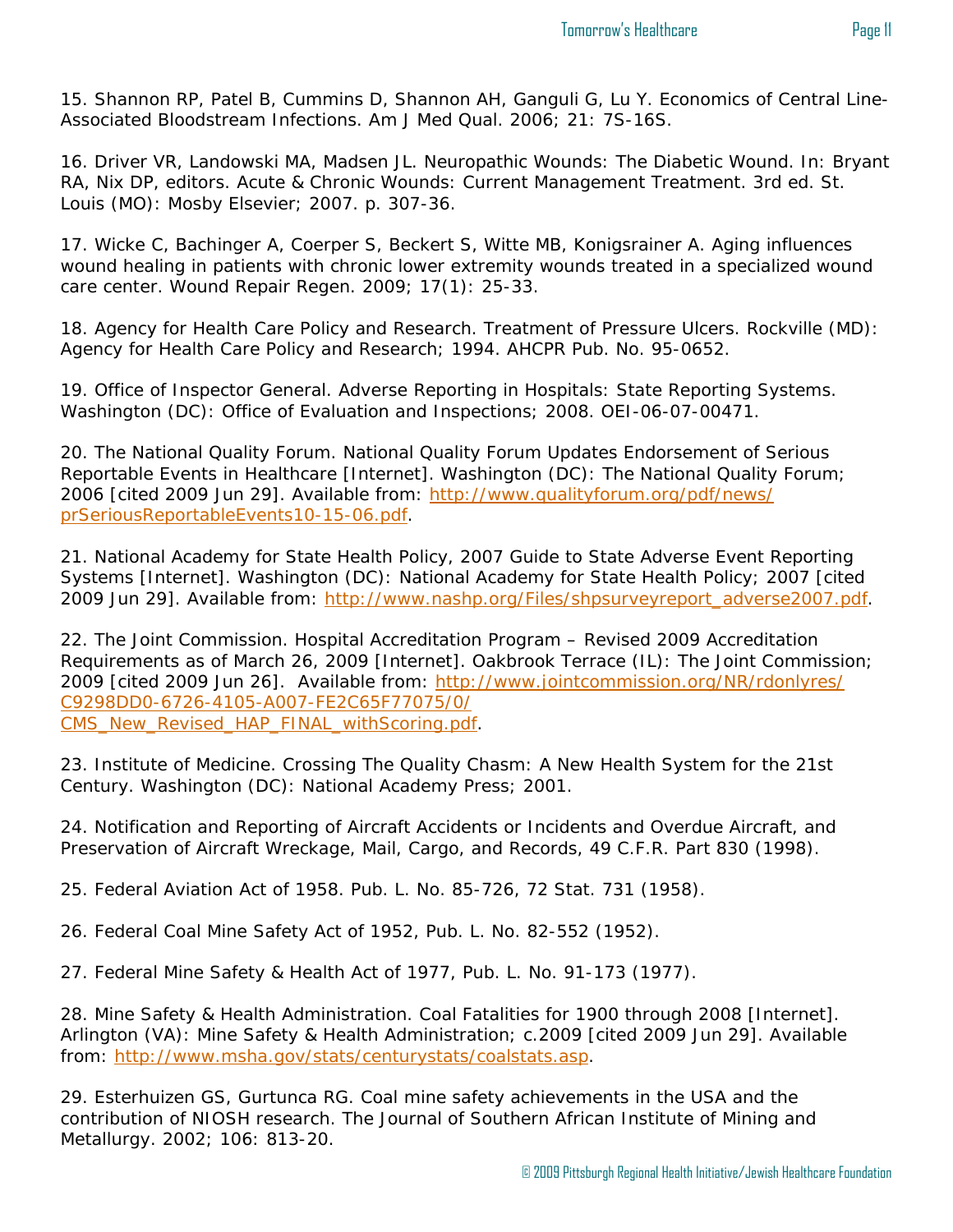15. Shannon RP, Patel B, Cummins D, Shannon AH, Ganguli G, Lu Y. Economics of Central Line-Associated Bloodstream Infections. Am J Med Qual. 2006; 21: 7S-16S.

16. Driver VR, Landowski MA, Madsen JL. Neuropathic Wounds: The Diabetic Wound. In: Bryant RA, Nix DP, editors. Acute & Chronic Wounds: Current Management Treatment. 3rd ed. St. Louis (MO): Mosby Elsevier; 2007. p. 307-36.

17. Wicke C, Bachinger A, Coerper S, Beckert S, Witte MB, Konigsrainer A. Aging influences wound healing in patients with chronic lower extremity wounds treated in a specialized wound care center. Wound Repair Regen. 2009; 17(1): 25-33.

18. Agency for Health Care Policy and Research. Treatment of Pressure Ulcers. Rockville (MD): Agency for Health Care Policy and Research; 1994. AHCPR Pub. No. 95-0652.

19. Office of Inspector General. Adverse Reporting in Hospitals: State Reporting Systems. Washington (DC): Office of Evaluation and Inspections; 2008. OEI-06-07-00471.

20. The National Quality Forum. National Quality Forum Updates Endorsement of Serious Reportable Events in Healthcare [Internet]. Washington (DC): The National Quality Forum; 2006 [cited 2009 Jun 29]. Available from: http://www.qualityforum.org/pdf/news/prSeriousReportableEvents10-15-06.pdf.

21. National Academy for State Health Policy, 2007 Guide to State Adverse Event Reporting Systems [Internet]. Washington (DC): National Academy for State Health Policy; 2007 [cited 2009 Jun 29]. Available from: http://www.nashp.org/Files/shpsurveyreport_adverse2007.pdf.

22. The Joint Commission. Hospital Accreditation Program – Revised 2009 Accreditation Requirements as of March 26, 2009 [Internet]. Oakbrook Terrace (IL): The Joint Commission; 2009 [cited 2009 Jun 26]. Available from: http://www.jointcommission.org/NR/rdonlyres/C9298DD0-6726-4105-A007-FE2C65F77075/0/CMS_New_Revised_HAP_FINAL_withScoring.pdf.

23. Institute of Medicine. Crossing The Quality Chasm: A New Health System for the 21st Century. Washington (DC): National Academy Press; 2001.

24. Notification and Reporting of Aircraft Accidents or Incidents and Overdue Aircraft, and Preservation of Aircraft Wreckage, Mail, Cargo, and Records, 49 C.F.R. Part 830 (1998).

25. Federal Aviation Act of 1958. Pub. L. No. 85-726, 72 Stat. 731 (1958).

26. Federal Coal Mine Safety Act of 1952, Pub. L. No. 82-552 (1952).

27. Federal Mine Safety & Health Act of 1977, Pub. L. No. 91-173 (1977).

28. Mine Safety & Health Administration. Coal Fatalities for 1900 through 2008 [Internet]. Arlington (VA): Mine Safety & Health Administration; c.2009 [cited 2009 Jun 29]. Available from: http://www.msha.gov/stats/centurystats/coalstats.asp.

29. Esterhuizen GS, Gurtunca RG. Coal mine safety achievements in the USA and the contribution of NIOSH research. The Journal of Southern African Institute of Mining and Metallurgy. 2002; 106: 813-20.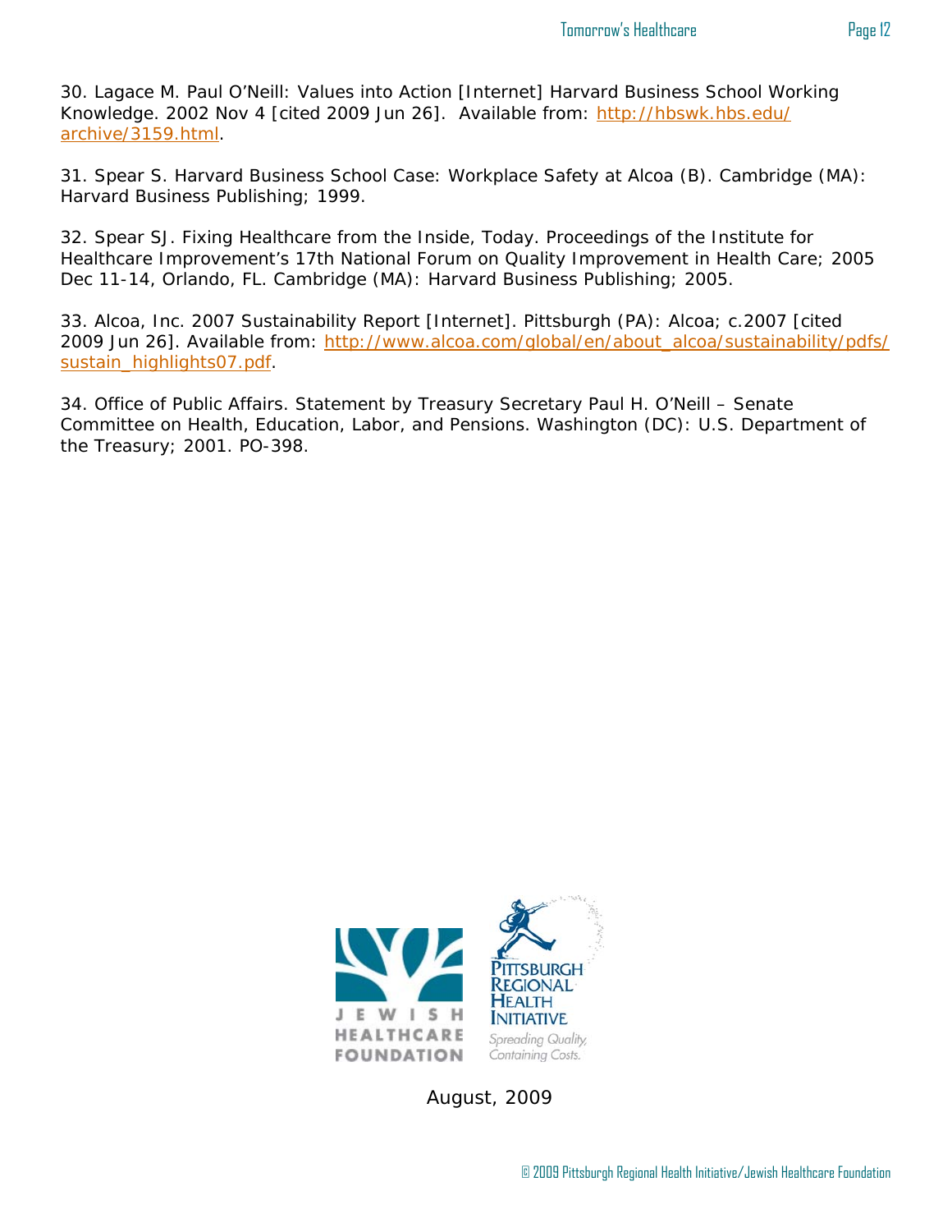30. Lagace M. Paul O'Neill: Values into Action [Internet] Harvard Business School Working Knowledge. 2002 Nov 4 [cited 2009 Jun 26]. Available from: http://hbswk.hbs.edu/archive/3159.html.

31. Spear S. Harvard Business School Case: Workplace Safety at Alcoa (B). Cambridge (MA): Harvard Business Publishing; 1999.

32. Spear SJ. Fixing Healthcare from the Inside, Today. Proceedings of the Institute for Healthcare Improvement's 17th National Forum on Quality Improvement in Health Care; 2005 Dec 11-14, Orlando, FL. Cambridge (MA): Harvard Business Publishing; 2005.

33. Alcoa, Inc. 2007 Sustainability Report [Internet]. Pittsburgh (PA): Alcoa; c.2007 [cited 2009 Jun 26]. Available from: http://www.alcoa.com/global/en/about_alcoa/sustainability/pdfs/sustain_highlights07.pdf.

34. Office of Public Affairs. Statement by Treasury Secretary Paul H. O'Neill – Senate Committee on Health, Education, Labor, and Pensions. Washington (DC): U.S. Department of the Treasury; 2001. PO-398.

JEWISH HEALTHCARE FOUNDATION

PITTSBURGH REGIONAL HEALTH INITIATIVE

Spreading Quality, Containing Costs.

August, 2009

© 2009 Pittsburgh Regional Health Initiative/Jewish Healthcare Foundation